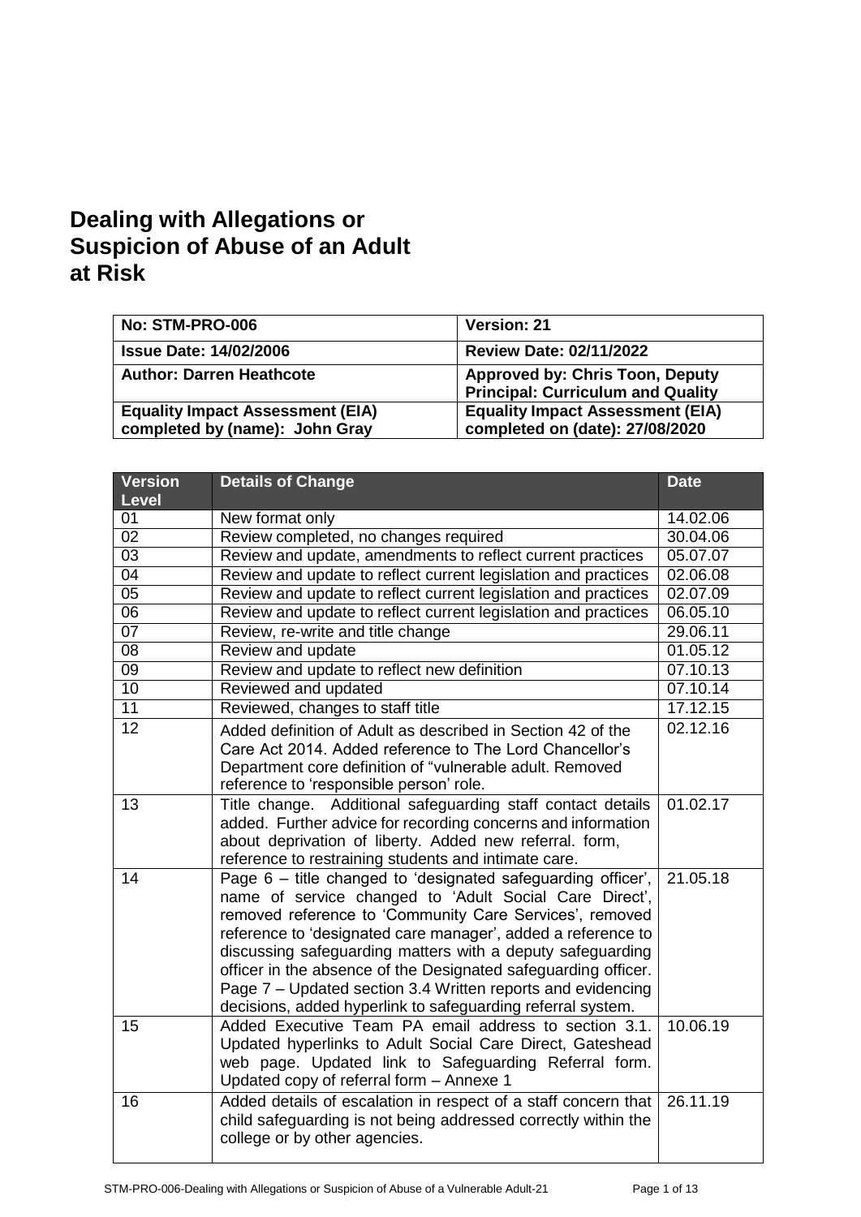# Dealing with Allegations or Suspicion of Abuse of an Adult at Risk

| **No: STM-PRO-006** | **Version: 21** |
|---|---|
| **Issue Date: 14/02/2006** | **Review Date: 02/11/2022** |
| **Author: Darren Heathcote** | **Approved by: Chris Toon, Deputy Principal: Curriculum and Quality** |
| **Equality Impact Assessment (EIA) completed by (name): John Gray** | **Equality Impact Assessment (EIA) completed on (date): 27/08/2020** |

| Version Level | Details of Change | Date |
|---|---|---|
| 01 | New format only | 14.02.06 |
| 02 | Review completed, no changes required | 30.04.06 |
| 03 | Review and update, amendments to reflect current practices | 05.07.07 |
| 04 | Review and update to reflect current legislation and practices | 02.06.08 |
| 05 | Review and update to reflect current legislation and practices | 02.07.09 |
| 06 | Review and update to reflect current legislation and practices | 06.05.10 |
| 07 | Review, re-write and title change | 29.06.11 |
| 08 | Review and update | 01.05.12 |
| 09 | Review and update to reflect new definition | 07.10.13 |
| 10 | Reviewed and updated | 07.10.14 |
| 11 | Reviewed, changes to staff title | 17.12.15 |
| 12 | Added definition of Adult as described in Section 42 of the Care Act 2014. Added reference to The Lord Chancellor's Department core definition of "vulnerable adult. Removed reference to 'responsible person' role. | 02.12.16 |
| 13 | Title change. Additional safeguarding staff contact details added. Further advice for recording concerns and information about deprivation of liberty. Added new referral. form, reference to restraining students and intimate care. | 01.02.17 |
| 14 | Page 6 – title changed to 'designated safeguarding officer', name of service changed to 'Adult Social Care Direct', removed reference to 'Community Care Services', removed reference to 'designated care manager', added a reference to discussing safeguarding matters with a deputy safeguarding officer in the absence of the Designated safeguarding officer. Page 7 – Updated section 3.4 Written reports and evidencing decisions, added hyperlink to safeguarding referral system. | 21.05.18 |
| 15 | Added Executive Team PA email address to section 3.1. Updated hyperlinks to Adult Social Care Direct, Gateshead web page. Updated link to Safeguarding Referral form. Updated copy of referral form – Annexe 1 | 10.06.19 |
| 16 | Added details of escalation in respect of a staff concern that child safeguarding is not being addressed correctly within the college or by other agencies. | 26.11.19 |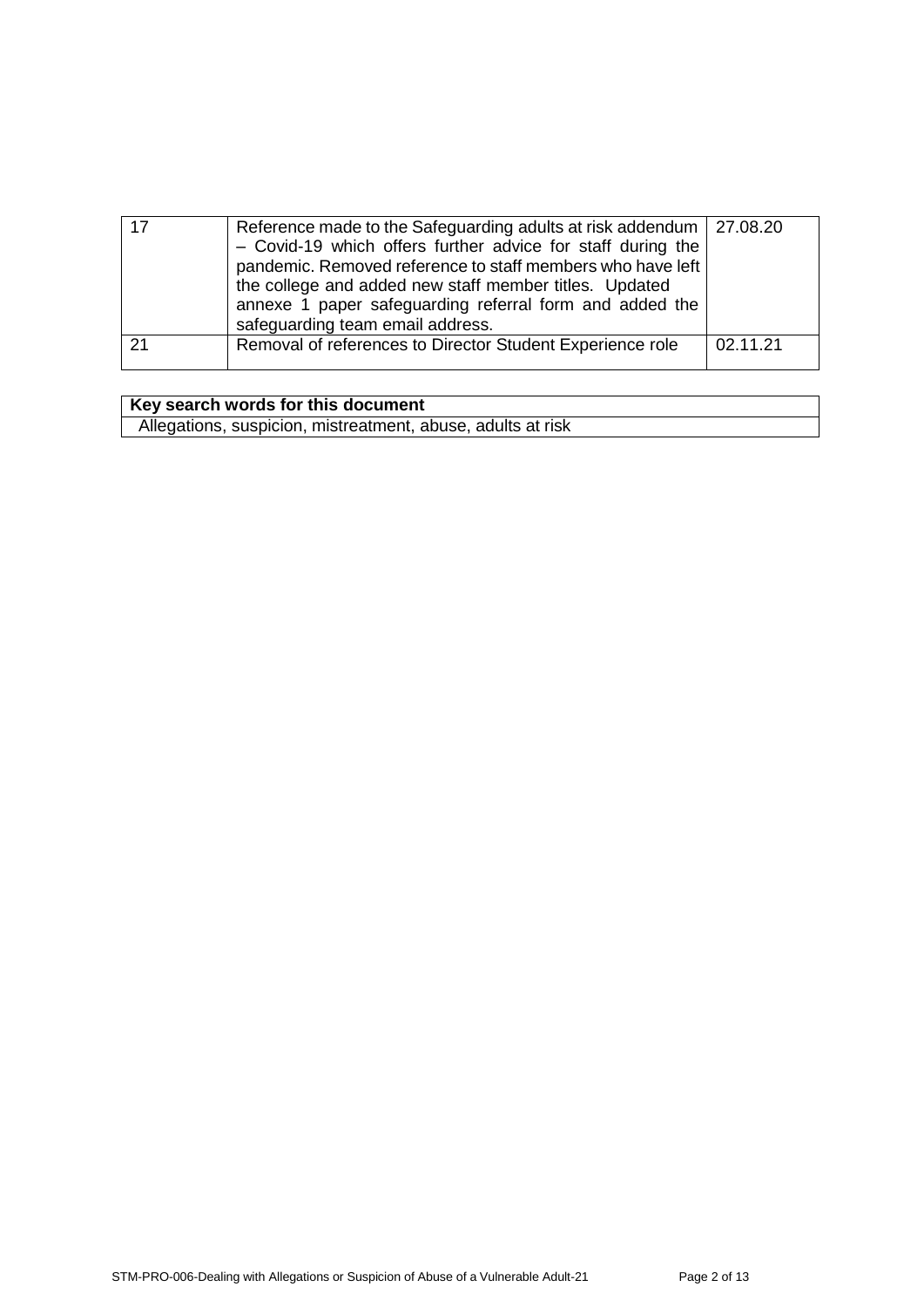| 17 | Reference made to the Safeguarding adults at risk addendum – Covid-19 which offers further advice for staff during the pandemic. Removed reference to staff members who have left the college and added new staff member titles. Updated annexe 1 paper safeguarding referral form and added the safeguarding team email address. | 27.08.20 |
|---|---|---|
| 21 | Removal of references to Director Student Experience role | 02.11.21 |

| **Key search words for this document** |
|---|
| Allegations, suspicion, mistreatment, abuse, adults at risk |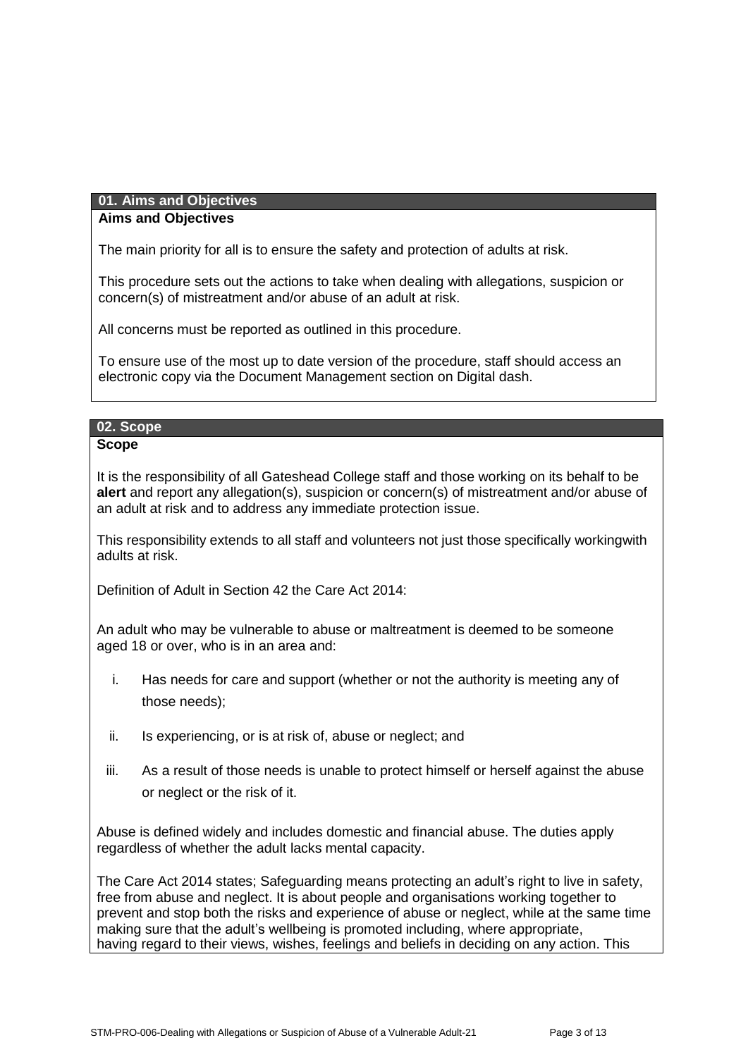## 01. Aims and Objectives

**Aims and Objectives**

The main priority for all is to ensure the safety and protection of adults at risk.

This procedure sets out the actions to take when dealing with allegations, suspicion or concern(s) of mistreatment and/or abuse of an adult at risk.

All concerns must be reported as outlined in this procedure.

To ensure use of the most up to date version of the procedure, staff should access an electronic copy via the Document Management section on Digital dash.

## 02. Scope

**Scope**

It is the responsibility of all Gateshead College staff and those working on its behalf to be **alert** and report any allegation(s), suspicion or concern(s) of mistreatment and/or abuse of an adult at risk and to address any immediate protection issue.

This responsibility extends to all staff and volunteers not just those specifically workingwith adults at risk.

Definition of Adult in Section 42 the Care Act 2014:

An adult who may be vulnerable to abuse or maltreatment is deemed to be someone aged 18 or over, who is in an area and:

i. Has needs for care and support (whether or not the authority is meeting any of those needs);

ii. Is experiencing, or is at risk of, abuse or neglect; and

iii. As a result of those needs is unable to protect himself or herself against the abuse or neglect or the risk of it.

Abuse is defined widely and includes domestic and financial abuse. The duties apply regardless of whether the adult lacks mental capacity.

The Care Act 2014 states; Safeguarding means protecting an adult's right to live in safety, free from abuse and neglect. It is about people and organisations working together to prevent and stop both the risks and experience of abuse or neglect, while at the same time making sure that the adult's wellbeing is promoted including, where appropriate, having regard to their views, wishes, feelings and beliefs in deciding on any action. This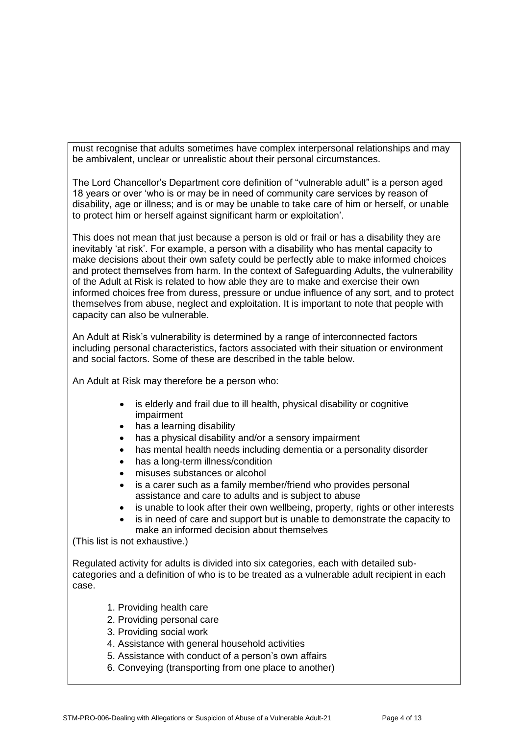must recognise that adults sometimes have complex interpersonal relationships and may be ambivalent, unclear or unrealistic about their personal circumstances.

The Lord Chancellor's Department core definition of "vulnerable adult" is a person aged 18 years or over 'who is or may be in need of community care services by reason of disability, age or illness; and is or may be unable to take care of him or herself, or unable to protect him or herself against significant harm or exploitation'.

This does not mean that just because a person is old or frail or has a disability they are inevitably 'at risk'. For example, a person with a disability who has mental capacity to make decisions about their own safety could be perfectly able to make informed choices and protect themselves from harm. In the context of Safeguarding Adults, the vulnerability of the Adult at Risk is related to how able they are to make and exercise their own informed choices free from duress, pressure or undue influence of any sort, and to protect themselves from abuse, neglect and exploitation. It is important to note that people with capacity can also be vulnerable.

An Adult at Risk's vulnerability is determined by a range of interconnected factors including personal characteristics, factors associated with their situation or environment and social factors. Some of these are described in the table below.

An Adult at Risk may therefore be a person who:

- is elderly and frail due to ill health, physical disability or cognitive impairment
- has a learning disability
- has a physical disability and/or a sensory impairment
- has mental health needs including dementia or a personality disorder
- has a long-term illness/condition
- misuses substances or alcohol
- is a carer such as a family member/friend who provides personal assistance and care to adults and is subject to abuse
- is unable to look after their own wellbeing, property, rights or other interests
- is in need of care and support but is unable to demonstrate the capacity to make an informed decision about themselves

(This list is not exhaustive.)

Regulated activity for adults is divided into six categories, each with detailed sub-categories and a definition of who is to be treated as a vulnerable adult recipient in each case.

1. Providing health care
2. Providing personal care
3. Providing social work
4. Assistance with general household activities
5. Assistance with conduct of a person's own affairs
6. Conveying (transporting from one place to another)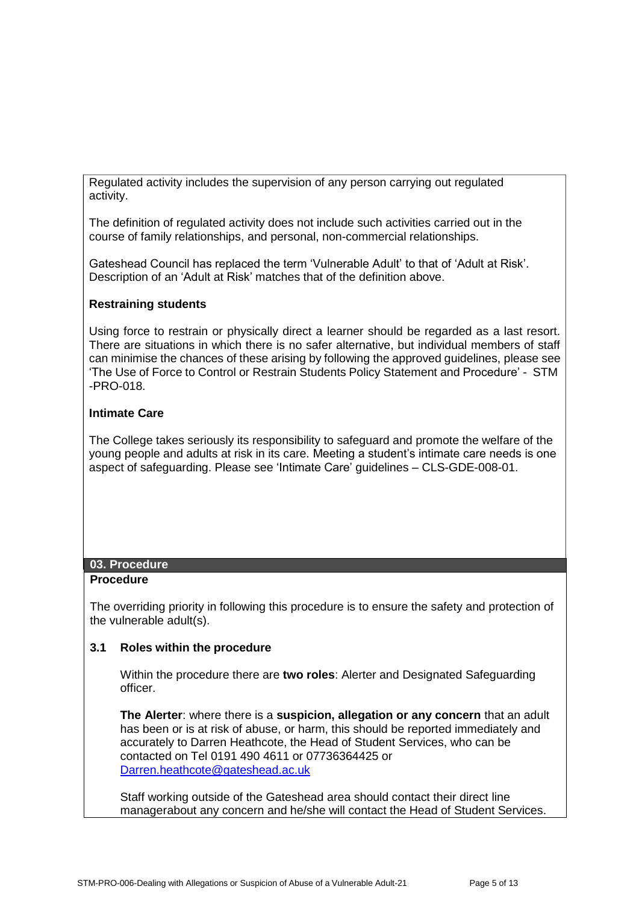Regulated activity includes the supervision of any person carrying out regulated activity.

The definition of regulated activity does not include such activities carried out in the course of family relationships, and personal, non-commercial relationships.

Gateshead Council has replaced the term 'Vulnerable Adult' to that of 'Adult at Risk'. Description of an 'Adult at Risk' matches that of the definition above.

**Restraining students**

Using force to restrain or physically direct a learner should be regarded as a last resort. There are situations in which there is no safer alternative, but individual members of staff can minimise the chances of these arising by following the approved guidelines, please see 'The Use of Force to Control or Restrain Students Policy Statement and Procedure' - STM -PRO-018.

**Intimate Care**

The College takes seriously its responsibility to safeguard and promote the welfare of the young people and adults at risk in its care. Meeting a student's intimate care needs is one aspect of safeguarding. Please see 'Intimate Care' guidelines – CLS-GDE-008-01.

## 03. Procedure

**Procedure**

The overriding priority in following this procedure is to ensure the safety and protection of the vulnerable adult(s).

### 3.1 Roles within the procedure

Within the procedure there are **two roles**: Alerter and Designated Safeguarding officer.

**The Alerter**: where there is a **suspicion, allegation or any concern** that an adult has been or is at risk of abuse, or harm, this should be reported immediately and accurately to Darren Heathcote, the Head of Student Services, who can be contacted on Tel 0191 490 4611 or 07736364425 or Darren.heathcote@gateshead.ac.uk

Staff working outside of the Gateshead area should contact their direct line managerabout any concern and he/she will contact the Head of Student Services.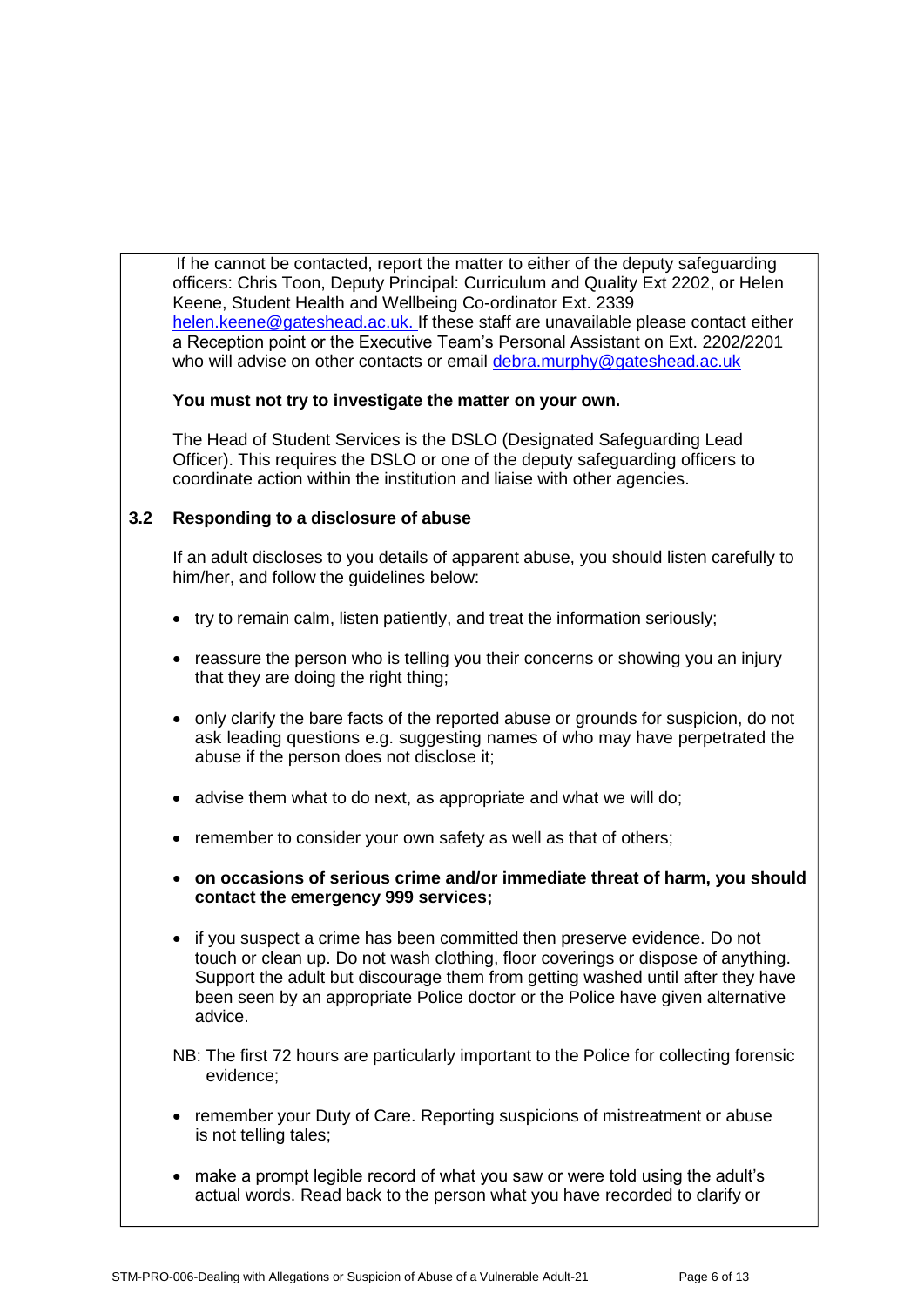If he cannot be contacted, report the matter to either of the deputy safeguarding officers: Chris Toon, Deputy Principal: Curriculum and Quality Ext 2202, or Helen Keene, Student Health and Wellbeing Co-ordinator Ext. 2339 helen.keene@gateshead.ac.uk. If these staff are unavailable please contact either a Reception point or the Executive Team's Personal Assistant on Ext. 2202/2201 who will advise on other contacts or email debra.murphy@gateshead.ac.uk

**You must not try to investigate the matter on your own.**

The Head of Student Services is the DSLO (Designated Safeguarding Lead Officer). This requires the DSLO or one of the deputy safeguarding officers to coordinate action within the institution and liaise with other agencies.

### 3.2 Responding to a disclosure of abuse

If an adult discloses to you details of apparent abuse, you should listen carefully to him/her, and follow the guidelines below:

- try to remain calm, listen patiently, and treat the information seriously;
- reassure the person who is telling you their concerns or showing you an injury that they are doing the right thing;
- only clarify the bare facts of the reported abuse or grounds for suspicion, do not ask leading questions e.g. suggesting names of who may have perpetrated the abuse if the person does not disclose it;
- advise them what to do next, as appropriate and what we will do;
- remember to consider your own safety as well as that of others;
- **on occasions of serious crime and/or immediate threat of harm, you should contact the emergency 999 services;**
- if you suspect a crime has been committed then preserve evidence. Do not touch or clean up. Do not wash clothing, floor coverings or dispose of anything. Support the adult but discourage them from getting washed until after they have been seen by an appropriate Police doctor or the Police have given alternative advice.

NB: The first 72 hours are particularly important to the Police for collecting forensic evidence;

- remember your Duty of Care. Reporting suspicions of mistreatment or abuse is not telling tales;
- make a prompt legible record of what you saw or were told using the adult's actual words. Read back to the person what you have recorded to clarify or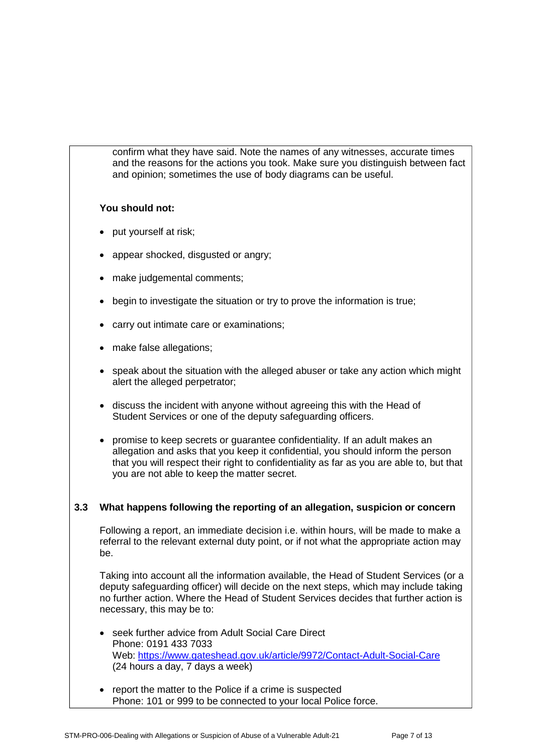confirm what they have said. Note the names of any witnesses, accurate times and the reasons for the actions you took. Make sure you distinguish between fact and opinion; sometimes the use of body diagrams can be useful.

**You should not:**

- put yourself at risk;
- appear shocked, disgusted or angry;
- make judgemental comments;
- begin to investigate the situation or try to prove the information is true;
- carry out intimate care or examinations;
- make false allegations;
- speak about the situation with the alleged abuser or take any action which might alert the alleged perpetrator;
- discuss the incident with anyone without agreeing this with the Head of Student Services or one of the deputy safeguarding officers.
- promise to keep secrets or guarantee confidentiality. If an adult makes an allegation and asks that you keep it confidential, you should inform the person that you will respect their right to confidentiality as far as you are able to, but that you are not able to keep the matter secret.

### 3.3 What happens following the reporting of an allegation, suspicion or concern

Following a report, an immediate decision i.e. within hours, will be made to make a referral to the relevant external duty point, or if not what the appropriate action may be.

Taking into account all the information available, the Head of Student Services (or a deputy safeguarding officer) will decide on the next steps, which may include taking no further action. Where the Head of Student Services decides that further action is necessary, this may be to:

- seek further advice from Adult Social Care Direct
  Phone: 0191 433 7033
  Web: https://www.gateshead.gov.uk/article/9972/Contact-Adult-Social-Care
  (24 hours a day, 7 days a week)
- report the matter to the Police if a crime is suspected
  Phone: 101 or 999 to be connected to your local Police force.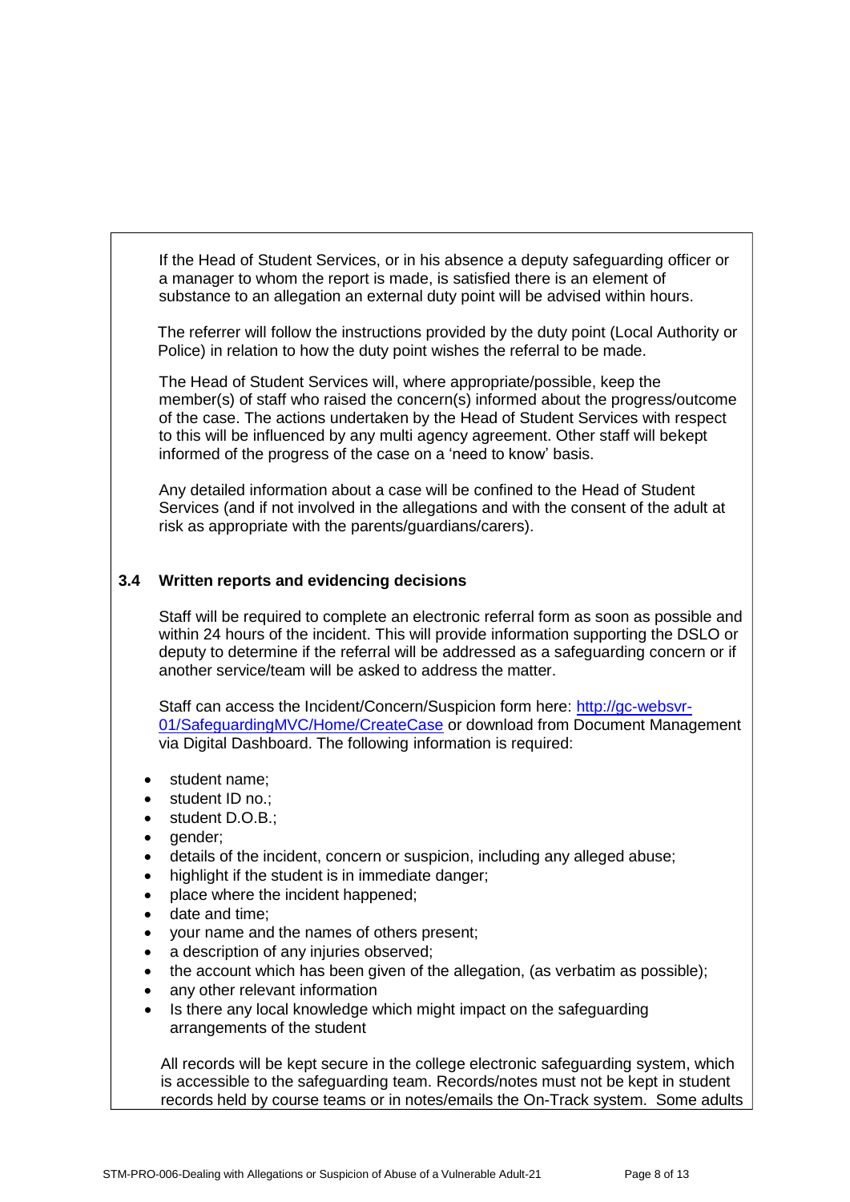If the Head of Student Services, or in his absence a deputy safeguarding officer or a manager to whom the report is made, is satisfied there is an element of substance to an allegation an external duty point will be advised within hours.

The referrer will follow the instructions provided by the duty point (Local Authority or Police) in relation to how the duty point wishes the referral to be made.

The Head of Student Services will, where appropriate/possible, keep the member(s) of staff who raised the concern(s) informed about the progress/outcome of the case. The actions undertaken by the Head of Student Services with respect to this will be influenced by any multi agency agreement. Other staff will bekept informed of the progress of the case on a 'need to know' basis.

Any detailed information about a case will be confined to the Head of Student Services (and if not involved in the allegations and with the consent of the adult at risk as appropriate with the parents/guardians/carers).

### 3.4 Written reports and evidencing decisions

Staff will be required to complete an electronic referral form as soon as possible and within 24 hours of the incident. This will provide information supporting the DSLO or deputy to determine if the referral will be addressed as a safeguarding concern or if another service/team will be asked to address the matter.

Staff can access the Incident/Concern/Suspicion form here: [http://gc-websvr-01/SafeguardingMVC/Home/CreateCase](http://gc-websvr-01/SafeguardingMVC/Home/CreateCase) or download from Document Management via Digital Dashboard. The following information is required:

- student name;
- student ID no.;
- student D.O.B.;
- gender;
- details of the incident, concern or suspicion, including any alleged abuse;
- highlight if the student is in immediate danger;
- place where the incident happened;
- date and time;
- your name and the names of others present;
- a description of any injuries observed;
- the account which has been given of the allegation, (as verbatim as possible);
- any other relevant information
- Is there any local knowledge which might impact on the safeguarding arrangements of the student

All records will be kept secure in the college electronic safeguarding system, which is accessible to the safeguarding team. Records/notes must not be kept in student records held by course teams or in notes/emails the On-Track system. Some adults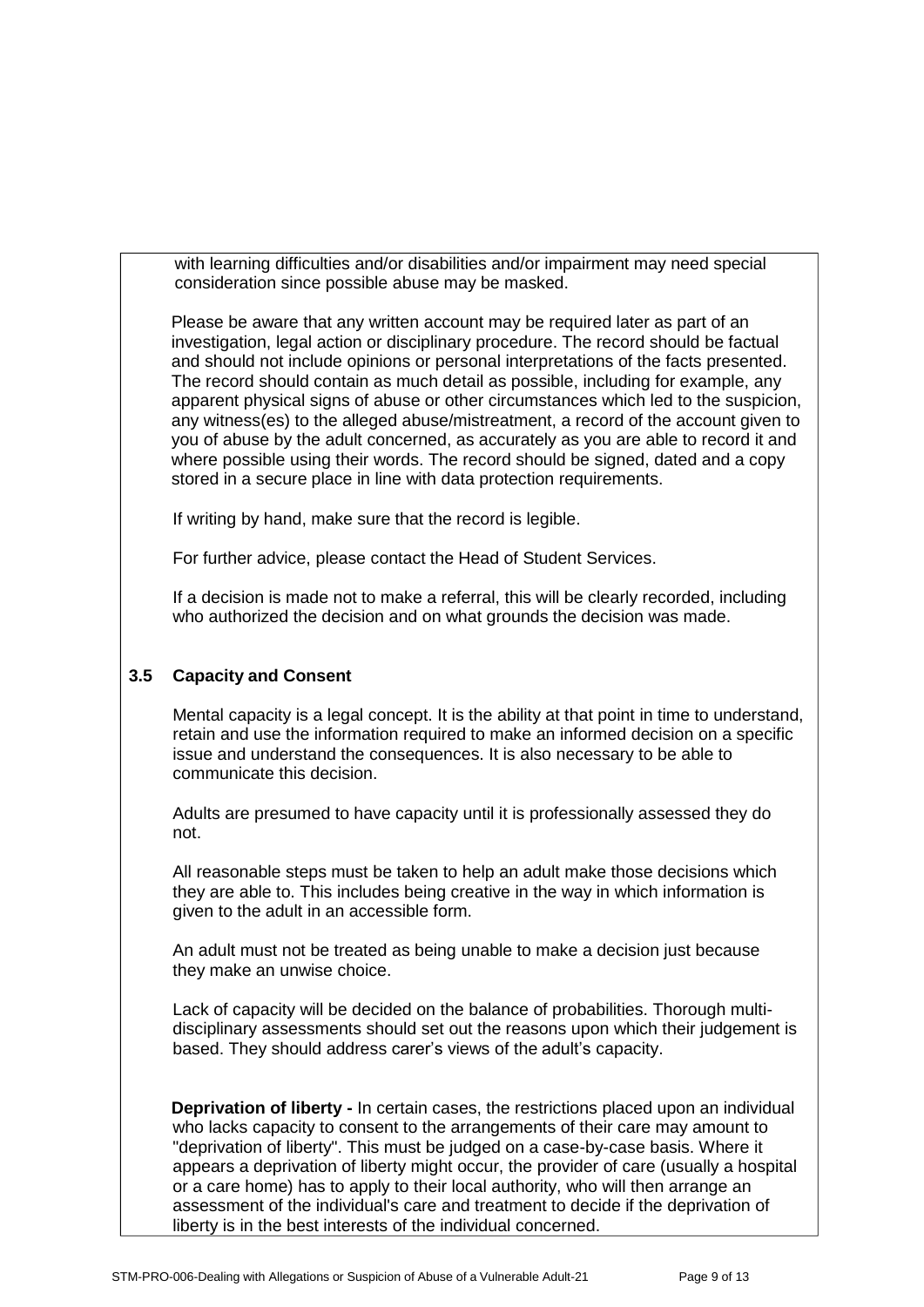with learning difficulties and/or disabilities and/or impairment may need special consideration since possible abuse may be masked.

Please be aware that any written account may be required later as part of an investigation, legal action or disciplinary procedure. The record should be factual and should not include opinions or personal interpretations of the facts presented. The record should contain as much detail as possible, including for example, any apparent physical signs of abuse or other circumstances which led to the suspicion, any witness(es) to the alleged abuse/mistreatment, a record of the account given to you of abuse by the adult concerned, as accurately as you are able to record it and where possible using their words. The record should be signed, dated and a copy stored in a secure place in line with data protection requirements.

If writing by hand, make sure that the record is legible.

For further advice, please contact the Head of Student Services.

If a decision is made not to make a referral, this will be clearly recorded, including who authorized the decision and on what grounds the decision was made.

### 3.5 Capacity and Consent

Mental capacity is a legal concept. It is the ability at that point in time to understand, retain and use the information required to make an informed decision on a specific issue and understand the consequences. It is also necessary to be able to communicate this decision.

Adults are presumed to have capacity until it is professionally assessed they do not.

All reasonable steps must be taken to help an adult make those decisions which they are able to. This includes being creative in the way in which information is given to the adult in an accessible form.

An adult must not be treated as being unable to make a decision just because they make an unwise choice.

Lack of capacity will be decided on the balance of probabilities. Thorough multi-disciplinary assessments should set out the reasons upon which their judgement is based. They should address carer's views of the adult's capacity.

**Deprivation of liberty -** In certain cases, the restrictions placed upon an individual who lacks capacity to consent to the arrangements of their care may amount to "deprivation of liberty". This must be judged on a case-by-case basis. Where it appears a deprivation of liberty might occur, the provider of care (usually a hospital or a care home) has to apply to their local authority, who will then arrange an assessment of the individual's care and treatment to decide if the deprivation of liberty is in the best interests of the individual concerned.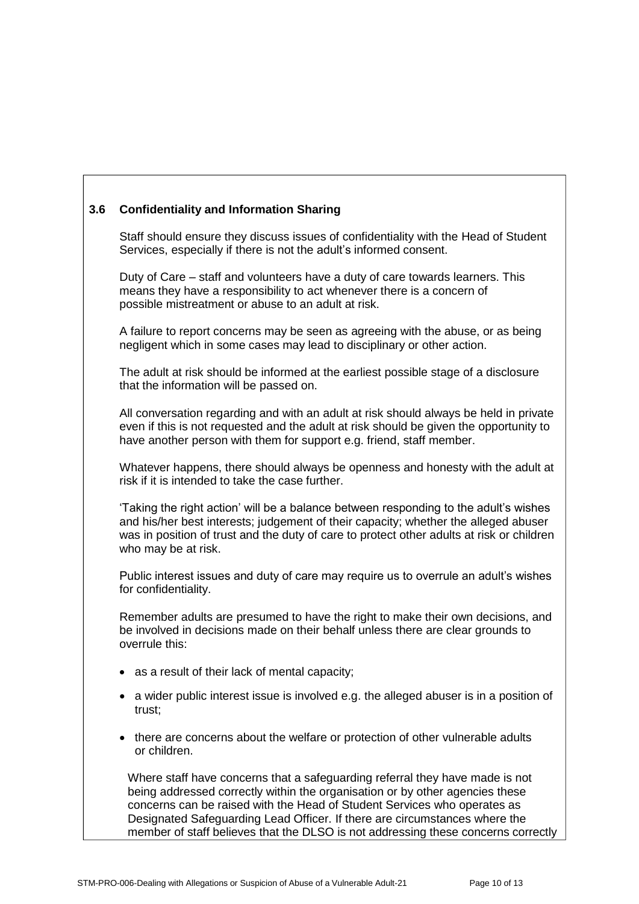### 3.6 Confidentiality and Information Sharing

Staff should ensure they discuss issues of confidentiality with the Head of Student Services, especially if there is not the adult's informed consent.

Duty of Care – staff and volunteers have a duty of care towards learners. This means they have a responsibility to act whenever there is a concern of possible mistreatment or abuse to an adult at risk.

A failure to report concerns may be seen as agreeing with the abuse, or as being negligent which in some cases may lead to disciplinary or other action.

The adult at risk should be informed at the earliest possible stage of a disclosure that the information will be passed on.

All conversation regarding and with an adult at risk should always be held in private even if this is not requested and the adult at risk should be given the opportunity to have another person with them for support e.g. friend, staff member.

Whatever happens, there should always be openness and honesty with the adult at risk if it is intended to take the case further.

'Taking the right action' will be a balance between responding to the adult's wishes and his/her best interests; judgement of their capacity; whether the alleged abuser was in position of trust and the duty of care to protect other adults at risk or children who may be at risk.

Public interest issues and duty of care may require us to overrule an adult's wishes for confidentiality.

Remember adults are presumed to have the right to make their own decisions, and be involved in decisions made on their behalf unless there are clear grounds to overrule this:

- as a result of their lack of mental capacity;
- a wider public interest issue is involved e.g. the alleged abuser is in a position of trust;
- there are concerns about the welfare or protection of other vulnerable adults or children.

Where staff have concerns that a safeguarding referral they have made is not being addressed correctly within the organisation or by other agencies these concerns can be raised with the Head of Student Services who operates as Designated Safeguarding Lead Officer. If there are circumstances where the member of staff believes that the DLSO is not addressing these concerns correctly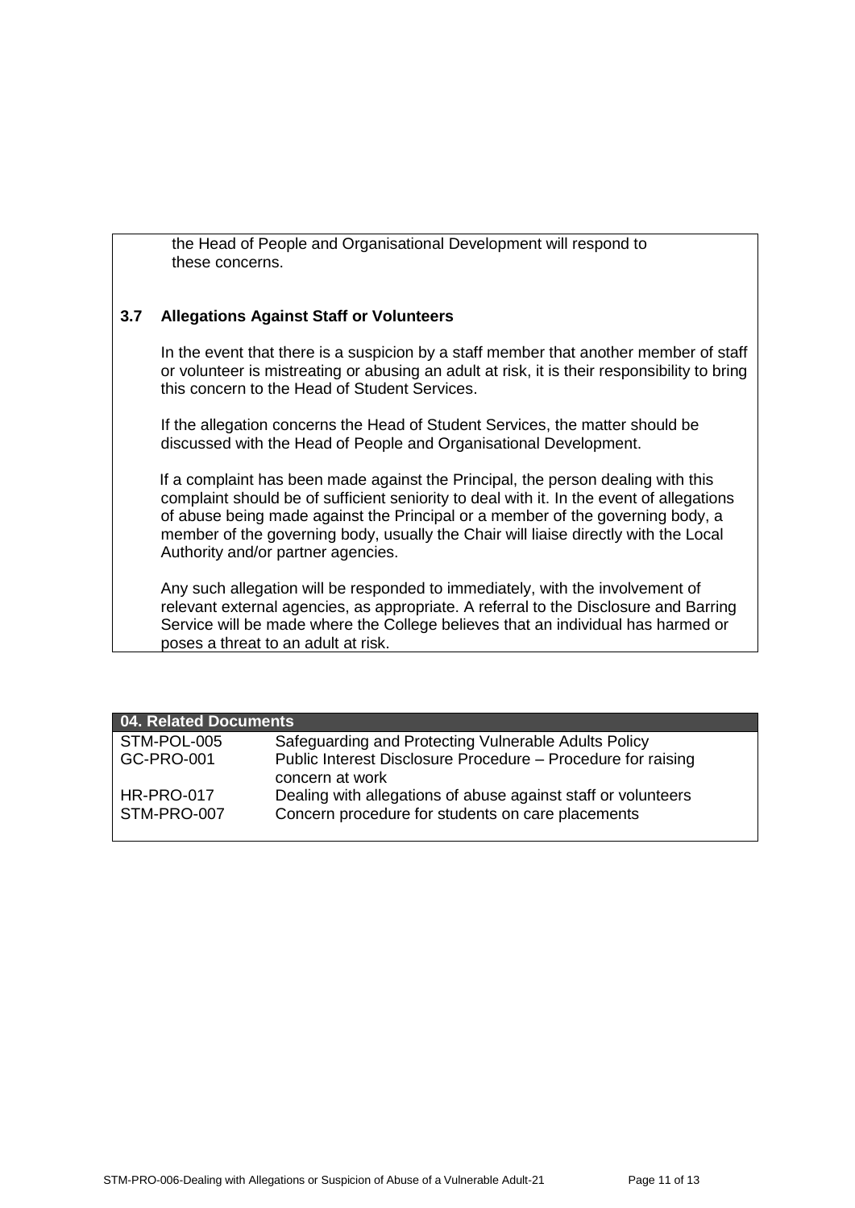the Head of People and Organisational Development will respond to these concerns.

### 3.7 Allegations Against Staff or Volunteers

In the event that there is a suspicion by a staff member that another member of staff or volunteer is mistreating or abusing an adult at risk, it is their responsibility to bring this concern to the Head of Student Services.

If the allegation concerns the Head of Student Services, the matter should be discussed with the Head of People and Organisational Development.

If a complaint has been made against the Principal, the person dealing with this complaint should be of sufficient seniority to deal with it. In the event of allegations of abuse being made against the Principal or a member of the governing body, a member of the governing body, usually the Chair will liaise directly with the Local Authority and/or partner agencies.

Any such allegation will be responded to immediately, with the involvement of relevant external agencies, as appropriate. A referral to the Disclosure and Barring Service will be made where the College believes that an individual has harmed or poses a threat to an adult at risk.

## 04. Related Documents

| | |
|---|---|
| STM-POL-005 | Safeguarding and Protecting Vulnerable Adults Policy |
| GC-PRO-001 | Public Interest Disclosure Procedure – Procedure for raising concern at work |
| HR-PRO-017 | Dealing with allegations of abuse against staff or volunteers |
| STM-PRO-007 | Concern procedure for students on care placements |